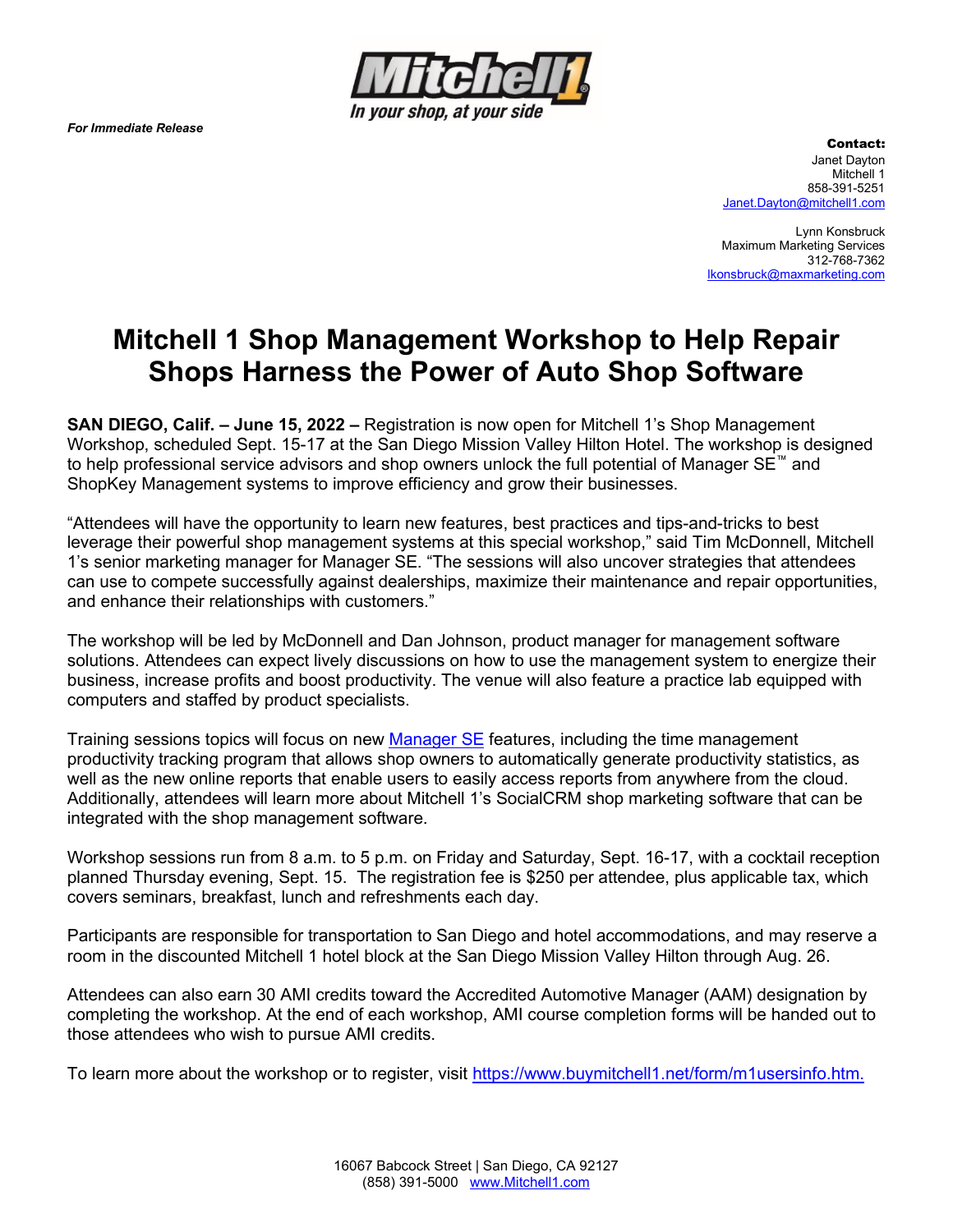*For Immediate Release*

**Contact:**
Janet Dayton
Mitchell 1
858-391-5251
Janet.Dayton@mitchell1.com

Lynn Konsbruck
Maximum Marketing Services
312-768-7362
lkonsbruck@maxmarketing.com

# Mitchell 1 Shop Management Workshop to Help Repair Shops Harness the Power of Auto Shop Software

**SAN DIEGO, Calif. – June 15, 2022 –** Registration is now open for Mitchell 1's Shop Management Workshop, scheduled Sept. 15-17 at the San Diego Mission Valley Hilton Hotel. The workshop is designed to help professional service advisors and shop owners unlock the full potential of Manager SE™ and ShopKey Management systems to improve efficiency and grow their businesses.

"Attendees will have the opportunity to learn new features, best practices and tips-and-tricks to best leverage their powerful shop management systems at this special workshop," said Tim McDonnell, Mitchell 1's senior marketing manager for Manager SE. "The sessions will also uncover strategies that attendees can use to compete successfully against dealerships, maximize their maintenance and repair opportunities, and enhance their relationships with customers."

The workshop will be led by McDonnell and Dan Johnson, product manager for management software solutions. Attendees can expect lively discussions on how to use the management system to energize their business, increase profits and boost productivity. The venue will also feature a practice lab equipped with computers and staffed by product specialists.

Training sessions topics will focus on new Manager SE features, including the time management productivity tracking program that allows shop owners to automatically generate productivity statistics, as well as the new online reports that enable users to easily access reports from anywhere from the cloud. Additionally, attendees will learn more about Mitchell 1's SocialCRM shop marketing software that can be integrated with the shop management software.

Workshop sessions run from 8 a.m. to 5 p.m. on Friday and Saturday, Sept. 16-17, with a cocktail reception planned Thursday evening, Sept. 15. The registration fee is $250 per attendee, plus applicable tax, which covers seminars, breakfast, lunch and refreshments each day.

Participants are responsible for transportation to San Diego and hotel accommodations, and may reserve a room in the discounted Mitchell 1 hotel block at the San Diego Mission Valley Hilton through Aug. 26.

Attendees can also earn 30 AMI credits toward the Accredited Automotive Manager (AAM) designation by completing the workshop. At the end of each workshop, AMI course completion forms will be handed out to those attendees who wish to pursue AMI credits.

To learn more about the workshop or to register, visit https://www.buymitchell1.net/form/m1usersinfo.htm.

16067 Babcock Street | San Diego, CA 92127
(858) 391-5000 www.Mitchell1.com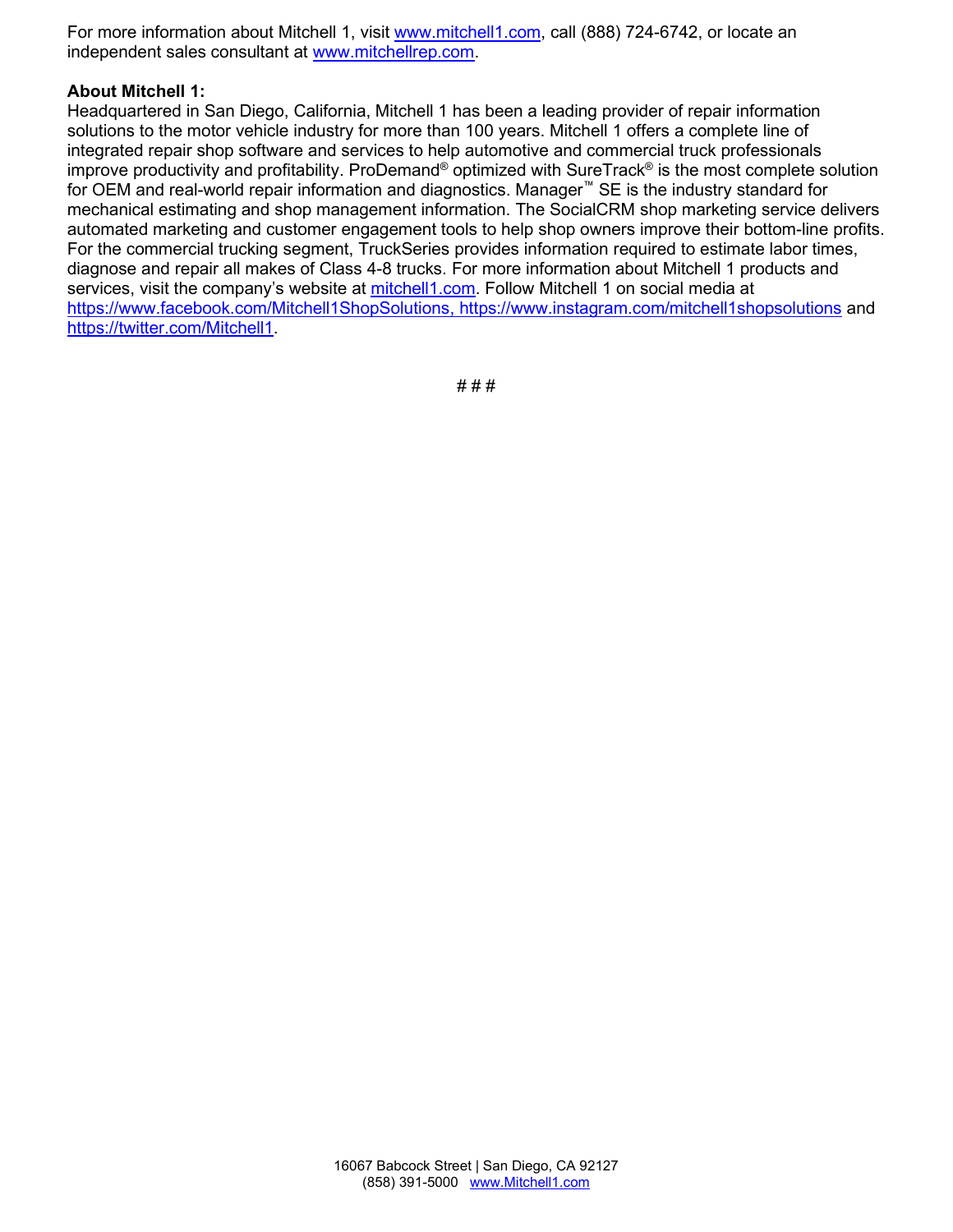For more information about Mitchell 1, visit www.mitchell1.com, call (888) 724-6742, or locate an independent sales consultant at www.mitchellrep.com.

**About Mitchell 1:**

Headquartered in San Diego, California, Mitchell 1 has been a leading provider of repair information solutions to the motor vehicle industry for more than 100 years. Mitchell 1 offers a complete line of integrated repair shop software and services to help automotive and commercial truck professionals improve productivity and profitability. ProDemand® optimized with SureTrack® is the most complete solution for OEM and real-world repair information and diagnostics. Manager™ SE is the industry standard for mechanical estimating and shop management information. The SocialCRM shop marketing service delivers automated marketing and customer engagement tools to help shop owners improve their bottom-line profits. For the commercial trucking segment, TruckSeries provides information required to estimate labor times, diagnose and repair all makes of Class 4-8 trucks. For more information about Mitchell 1 products and services, visit the company's website at mitchell1.com. Follow Mitchell 1 on social media at https://www.facebook.com/Mitchell1ShopSolutions, https://www.instagram.com/mitchell1shopsolutions and https://twitter.com/Mitchell1.

# # #

16067 Babcock Street | San Diego, CA 92127
(858) 391-5000 www.Mitchell1.com